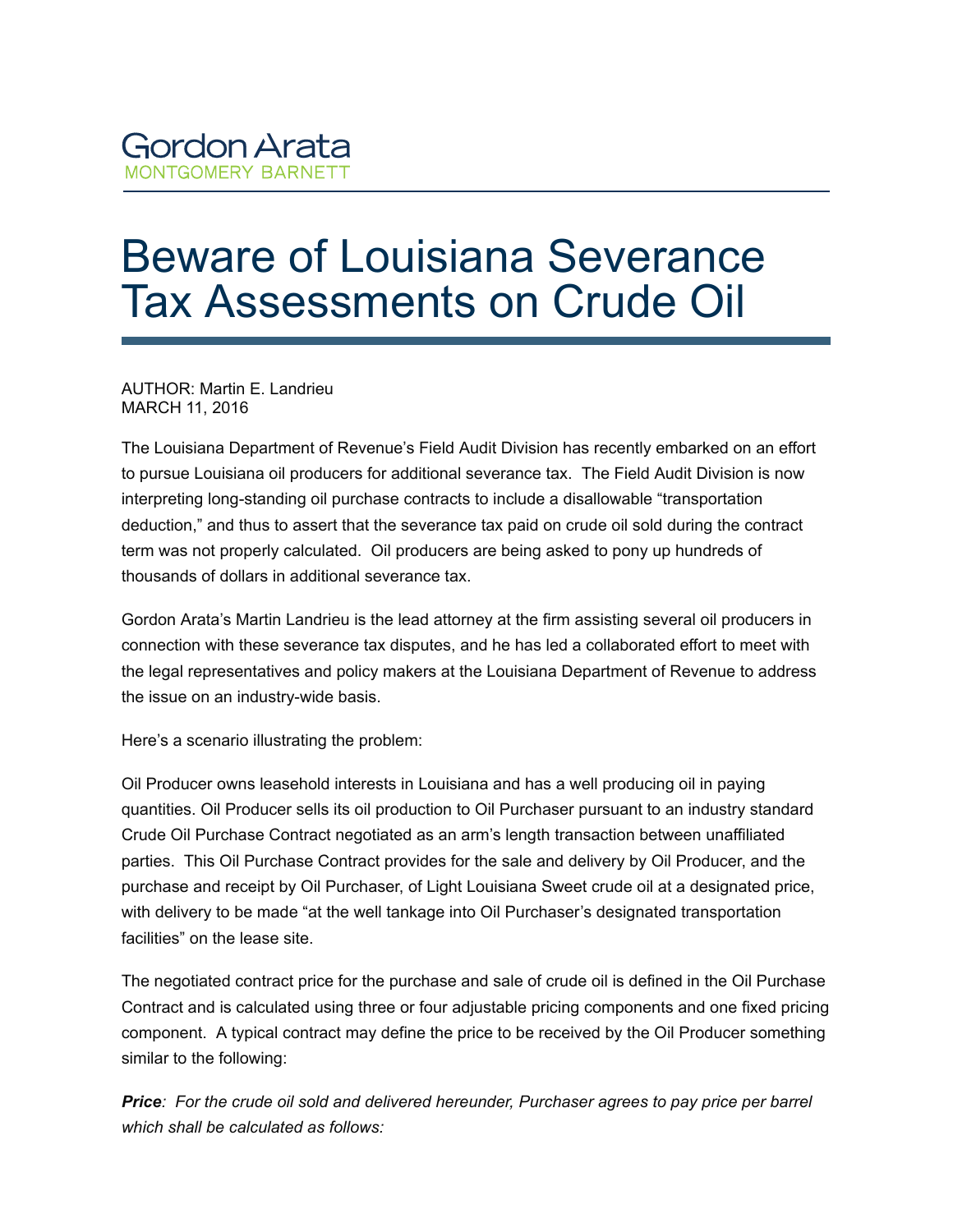Gordon Arata
MONTGOMERY BARNETT

# Beware of Louisiana Severance Tax Assessments on Crude Oil

AUTHOR: Martin E. Landrieu
MARCH 11, 2016

The Louisiana Department of Revenue's Field Audit Division has recently embarked on an effort to pursue Louisiana oil producers for additional severance tax. The Field Audit Division is now interpreting long-standing oil purchase contracts to include a disallowable "transportation deduction," and thus to assert that the severance tax paid on crude oil sold during the contract term was not properly calculated. Oil producers are being asked to pony up hundreds of thousands of dollars in additional severance tax.

Gordon Arata's Martin Landrieu is the lead attorney at the firm assisting several oil producers in connection with these severance tax disputes, and he has led a collaborated effort to meet with the legal representatives and policy makers at the Louisiana Department of Revenue to address the issue on an industry-wide basis.

Here's a scenario illustrating the problem:

Oil Producer owns leasehold interests in Louisiana and has a well producing oil in paying quantities. Oil Producer sells its oil production to Oil Purchaser pursuant to an industry standard Crude Oil Purchase Contract negotiated as an arm's length transaction between unaffiliated parties. This Oil Purchase Contract provides for the sale and delivery by Oil Producer, and the purchase and receipt by Oil Purchaser, of Light Louisiana Sweet crude oil at a designated price, with delivery to be made "at the well tankage into Oil Purchaser's designated transportation facilities" on the lease site.

The negotiated contract price for the purchase and sale of crude oil is defined in the Oil Purchase Contract and is calculated using three or four adjustable pricing components and one fixed pricing component. A typical contract may define the price to be received by the Oil Producer something similar to the following:

***Price**: For the crude oil sold and delivered hereunder, Purchaser agrees to pay price per barrel which shall be calculated as follows:*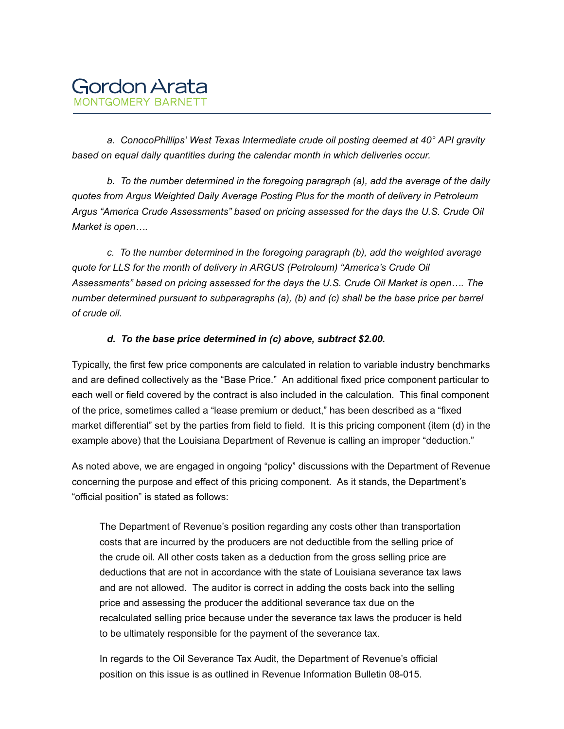*a. ConocoPhillips' West Texas Intermediate crude oil posting deemed at 40° API gravity based on equal daily quantities during the calendar month in which deliveries occur.*

*b. To the number determined in the foregoing paragraph (a), add the average of the daily quotes from Argus Weighted Daily Average Posting Plus for the month of delivery in Petroleum Argus "America Crude Assessments" based on pricing assessed for the days the U.S. Crude Oil Market is open….*

*c. To the number determined in the foregoing paragraph (b), add the weighted average quote for LLS for the month of delivery in ARGUS (Petroleum) "America's Crude Oil Assessments" based on pricing assessed for the days the U.S. Crude Oil Market is open…. The number determined pursuant to subparagraphs (a), (b) and (c) shall be the base price per barrel of crude oil.*

***d. To the base price determined in (c) above, subtract $2.00.***

Typically, the first few price components are calculated in relation to variable industry benchmarks and are defined collectively as the "Base Price." An additional fixed price component particular to each well or field covered by the contract is also included in the calculation. This final component of the price, sometimes called a "lease premium or deduct," has been described as a "fixed market differential" set by the parties from field to field. It is this pricing component (item (d) in the example above) that the Louisiana Department of Revenue is calling an improper "deduction."

As noted above, we are engaged in ongoing "policy" discussions with the Department of Revenue concerning the purpose and effect of this pricing component. As it stands, the Department's "official position" is stated as follows:

> The Department of Revenue's position regarding any costs other than transportation costs that are incurred by the producers are not deductible from the selling price of the crude oil. All other costs taken as a deduction from the gross selling price are deductions that are not in accordance with the state of Louisiana severance tax laws and are not allowed. The auditor is correct in adding the costs back into the selling price and assessing the producer the additional severance tax due on the recalculated selling price because under the severance tax laws the producer is held to be ultimately responsible for the payment of the severance tax.
>
> In regards to the Oil Severance Tax Audit, the Department of Revenue's official position on this issue is as outlined in Revenue Information Bulletin 08-015.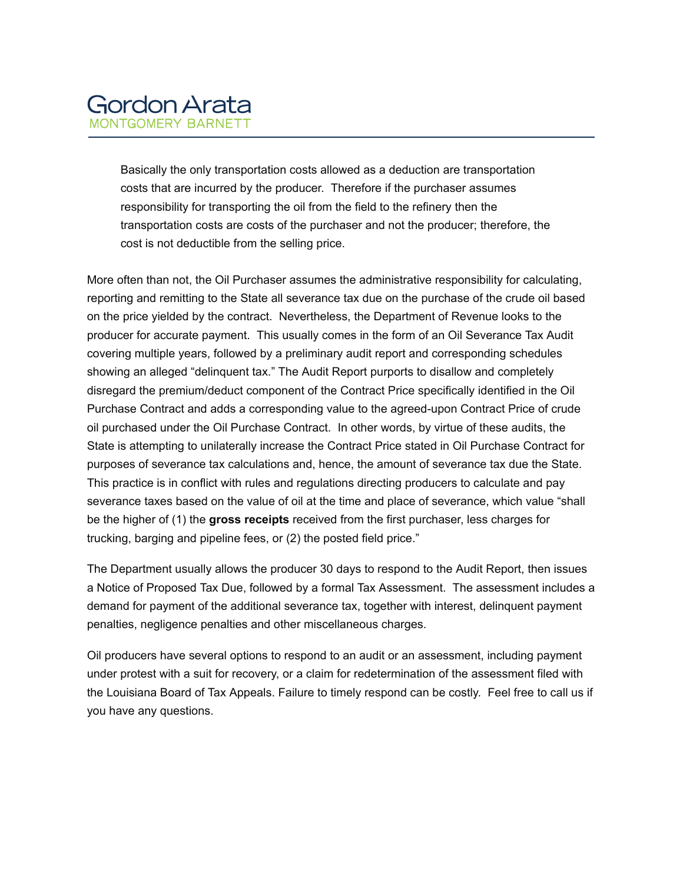> Basically the only transportation costs allowed as a deduction are transportation costs that are incurred by the producer. Therefore if the purchaser assumes responsibility for transporting the oil from the field to the refinery then the transportation costs are costs of the purchaser and not the producer; therefore, the cost is not deductible from the selling price.

More often than not, the Oil Purchaser assumes the administrative responsibility for calculating, reporting and remitting to the State all severance tax due on the purchase of the crude oil based on the price yielded by the contract. Nevertheless, the Department of Revenue looks to the producer for accurate payment. This usually comes in the form of an Oil Severance Tax Audit covering multiple years, followed by a preliminary audit report and corresponding schedules showing an alleged "delinquent tax." The Audit Report purports to disallow and completely disregard the premium/deduct component of the Contract Price specifically identified in the Oil Purchase Contract and adds a corresponding value to the agreed-upon Contract Price of crude oil purchased under the Oil Purchase Contract. In other words, by virtue of these audits, the State is attempting to unilaterally increase the Contract Price stated in Oil Purchase Contract for purposes of severance tax calculations and, hence, the amount of severance tax due the State. This practice is in conflict with rules and regulations directing producers to calculate and pay severance taxes based on the value of oil at the time and place of severance, which value "shall be the higher of (1) the **gross receipts** received from the first purchaser, less charges for trucking, barging and pipeline fees, or (2) the posted field price."

The Department usually allows the producer 30 days to respond to the Audit Report, then issues a Notice of Proposed Tax Due, followed by a formal Tax Assessment. The assessment includes a demand for payment of the additional severance tax, together with interest, delinquent payment penalties, negligence penalties and other miscellaneous charges.

Oil producers have several options to respond to an audit or an assessment, including payment under protest with a suit for recovery, or a claim for redetermination of the assessment filed with the Louisiana Board of Tax Appeals. Failure to timely respond can be costly. Feel free to call us if you have any questions.